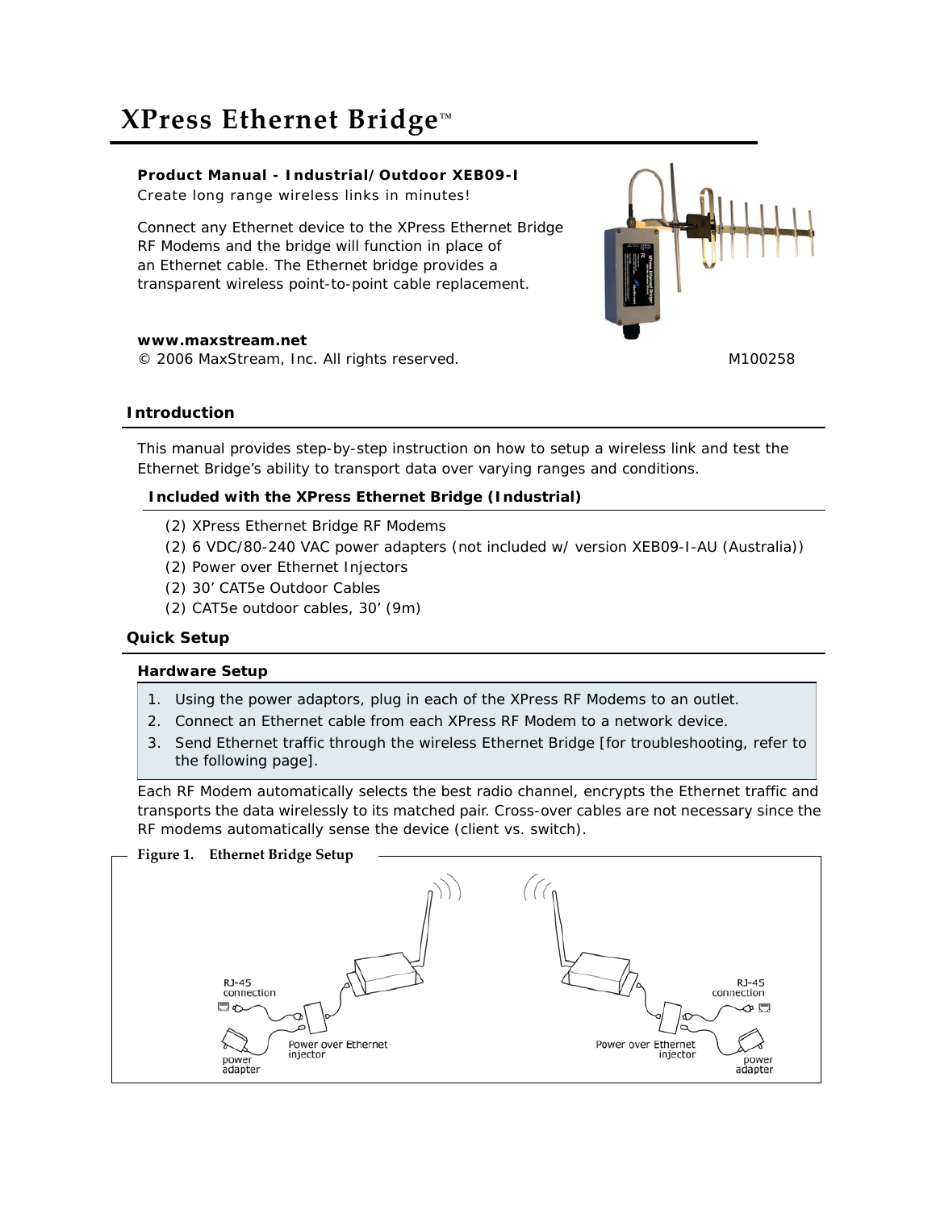# XPress Ethernet Bridge™

**Product Manual - Industrial/Outdoor XEB09-I**

Create long range wireless links in minutes!

Connect any Ethernet device to the XPress Ethernet Bridge RF Modems and the bridge will function in place of an Ethernet cable. The Ethernet bridge provides a transparent wireless point-to-point cable replacement.

**www.maxstream.net**

© 2006 MaxStream, Inc. All rights reserved.

M100258

## Introduction

This manual provides step-by-step instruction on how to setup a wireless link and test the Ethernet Bridge's ability to transport data over varying ranges and conditions.

### Included with the XPress Ethernet Bridge (Industrial)

- (2) XPress Ethernet Bridge RF Modems
- (2) 6 VDC/80-240 VAC power adapters (not included w/ version XEB09-I-AU (Australia))
- (2) Power over Ethernet Injectors
- (2) 30' CAT5e Outdoor Cables
- (2) CAT5e outdoor cables, 30' (9m)

## Quick Setup

### Hardware Setup

1. Using the power adaptors, plug in each of the XPress RF Modems to an outlet.
2. Connect an Ethernet cable from each XPress RF Modem to a network device.
3. Send Ethernet traffic through the wireless Ethernet Bridge [for troubleshooting, refer to the following page].

Each RF Modem automatically selects the best radio channel, encrypts the Ethernet traffic and transports the data wirelessly to its matched pair. Cross-over cables are not necessary since the RF modems automatically sense the device (client vs. switch).

Figure 1. Ethernet Bridge Setup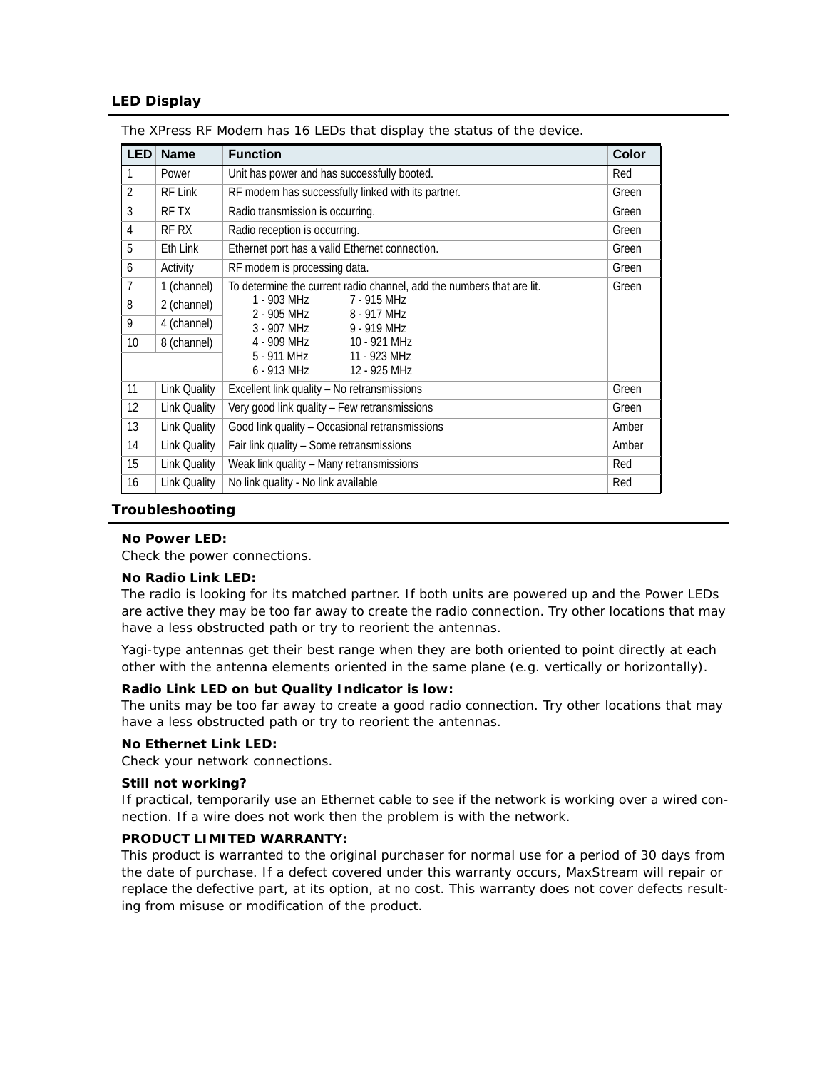## LED Display

The XPress RF Modem has 16 LEDs that display the status of the device.

| LED | Name | Function | Color |
|---|---|---|---|
| 1 | Power | Unit has power and has successfully booted. | Red |
| 2 | RF Link | RF modem has successfully linked with its partner. | Green |
| 3 | RF TX | Radio transmission is occurring. | Green |
| 4 | RF RX | Radio reception is occurring. | Green |
| 5 | Eth Link | Ethernet port has a valid Ethernet connection. | Green |
| 6 | Activity | RF modem is processing data. | Green |
| 7 | 1 (channel) | To determine the current radio channel, add the numbers that are lit.<br>1 - 903 MHz 7 - 915 MHz<br>2 - 905 MHz 8 - 917 MHz<br>3 - 907 MHz 9 - 919 MHz<br>4 - 909 MHz 10 - 921 MHz<br>5 - 911 MHz 11 - 923 MHz<br>6 - 913 MHz 12 - 925 MHz | Green |
| 8 | 2 (channel) | | |
| 9 | 4 (channel) | | |
| 10 | 8 (channel) | | |
| 11 | Link Quality | Excellent link quality – No retransmissions | Green |
| 12 | Link Quality | Very good link quality – Few retransmissions | Green |
| 13 | Link Quality | Good link quality – Occasional retransmissions | Amber |
| 14 | Link Quality | Fair link quality – Some retransmissions | Amber |
| 15 | Link Quality | Weak link quality – Many retransmissions | Red |
| 16 | Link Quality | No link quality - No link available | Red |

## Troubleshooting

**No Power LED:**
Check the power connections.

**No Radio Link LED:**
The radio is looking for its matched partner. If both units are powered up and the Power LEDs are active they may be too far away to create the radio connection. Try other locations that may have a less obstructed path or try to reorient the antennas.

Yagi-type antennas get their best range when they are both oriented to point directly at each other with the antenna elements oriented in the same plane (e.g. vertically or horizontally).

**Radio Link LED on but Quality Indicator is low:**
The units may be too far away to create a good radio connection. Try other locations that may have a less obstructed path or try to reorient the antennas.

**No Ethernet Link LED:**
Check your network connections.

**Still not working?**
If practical, temporarily use an Ethernet cable to see if the network is working over a wired connection. If a wire does not work then the problem is with the network.

**PRODUCT LIMITED WARRANTY:**
This product is warranted to the original purchaser for normal use for a period of 30 days from the date of purchase. If a defect covered under this warranty occurs, MaxStream will repair or replace the defective part, at its option, at no cost. This warranty does not cover defects resulting from misuse or modification of the product.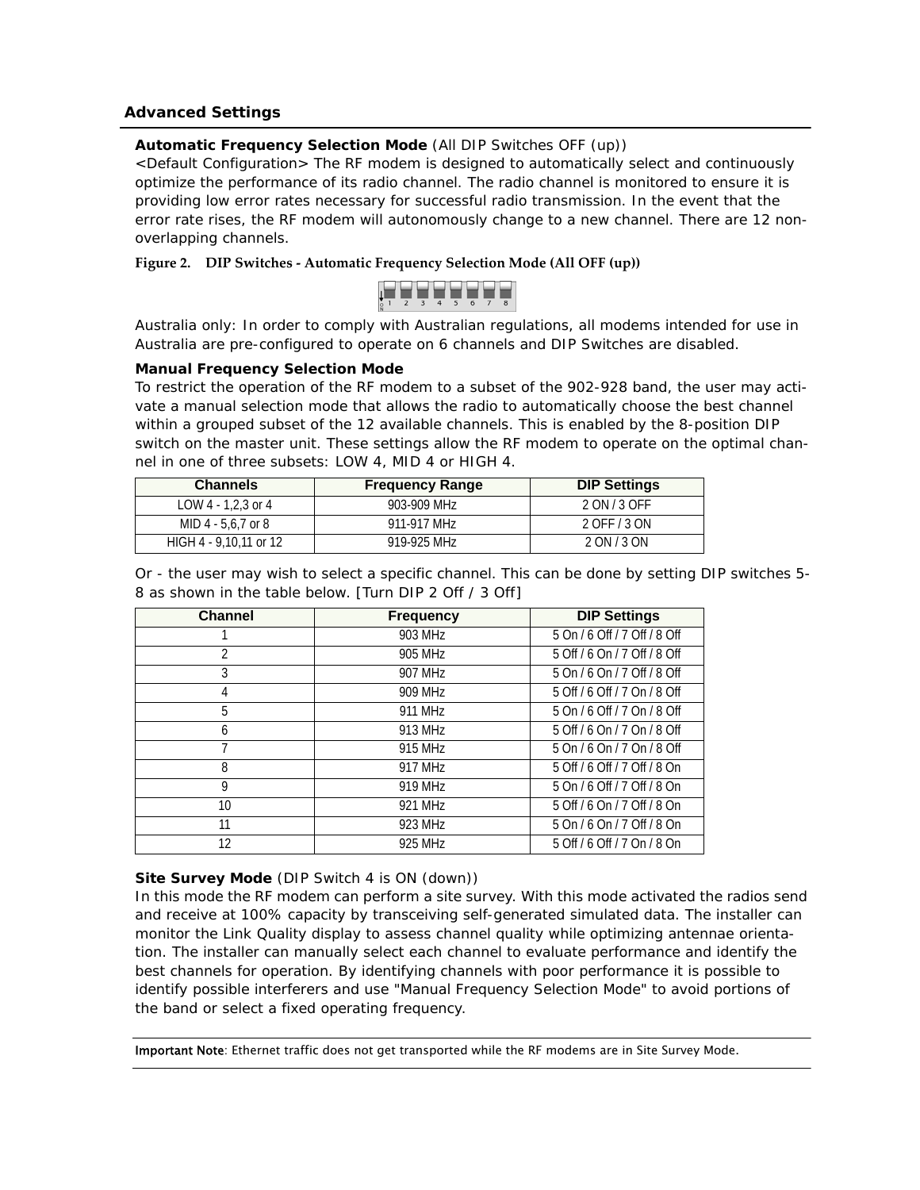## Advanced Settings

**Automatic Frequency Selection Mode** (All DIP Switches OFF (up))

<Default Configuration> The RF modem is designed to automatically select and continuously optimize the performance of its radio channel. The radio channel is monitored to ensure it is providing low error rates necessary for successful radio transmission. In the event that the error rate rises, the RF modem will autonomously change to a new channel. There are 12 non-overlapping channels.

**Figure 2. DIP Switches - Automatic Frequency Selection Mode (All OFF (up))**

Australia only: In order to comply with Australian regulations, all modems intended for use in Australia are pre-configured to operate on 6 channels and DIP Switches are disabled.

**Manual Frequency Selection Mode**

To restrict the operation of the RF modem to a subset of the 902-928 band, the user may activate a manual selection mode that allows the radio to automatically choose the best channel within a grouped subset of the 12 available channels. This is enabled by the 8-position DIP switch on the master unit. These settings allow the RF modem to operate on the optimal channel in one of three subsets: LOW 4, MID 4 or HIGH 4.

| Channels | Frequency Range | DIP Settings |
|---|---|---|
| LOW 4 - 1,2,3 or 4 | 903-909 MHz | 2 ON / 3 OFF |
| MID 4 - 5,6,7 or 8 | 911-917 MHz | 2 OFF / 3 ON |
| HIGH 4 - 9,10,11 or 12 | 919-925 MHz | 2 ON / 3 ON |

Or - the user may wish to select a specific channel. This can be done by setting DIP switches 5-8 as shown in the table below. [Turn DIP 2 Off / 3 Off]

| Channel | Frequency | DIP Settings |
|---|---|---|
| 1 | 903 MHz | 5 On / 6 Off / 7 Off / 8 Off |
| 2 | 905 MHz | 5 Off / 6 On / 7 Off / 8 Off |
| 3 | 907 MHz | 5 On / 6 On / 7 Off / 8 Off |
| 4 | 909 MHz | 5 Off / 6 Off / 7 On / 8 Off |
| 5 | 911 MHz | 5 On / 6 Off / 7 On / 8 Off |
| 6 | 913 MHz | 5 Off / 6 On / 7 On / 8 Off |
| 7 | 915 MHz | 5 On / 6 On / 7 On / 8 Off |
| 8 | 917 MHz | 5 Off / 6 Off / 7 Off / 8 On |
| 9 | 919 MHz | 5 On / 6 Off / 7 Off / 8 On |
| 10 | 921 MHz | 5 Off / 6 On / 7 Off / 8 On |
| 11 | 923 MHz | 5 On / 6 On / 7 Off / 8 On |
| 12 | 925 MHz | 5 Off / 6 Off / 7 On / 8 On |

**Site Survey Mode** (DIP Switch 4 is ON (down))

In this mode the RF modem can perform a site survey. With this mode activated the radios send and receive at 100% capacity by transceiving self-generated simulated data. The installer can monitor the Link Quality display to assess channel quality while optimizing antennae orientation. The installer can manually select each channel to evaluate performance and identify the best channels for operation. By identifying channels with poor performance it is possible to identify possible interferers and use "Manual Frequency Selection Mode" to avoid portions of the band or select a fixed operating frequency.

**Important Note**: Ethernet traffic does not get transported while the RF modems are in Site Survey Mode.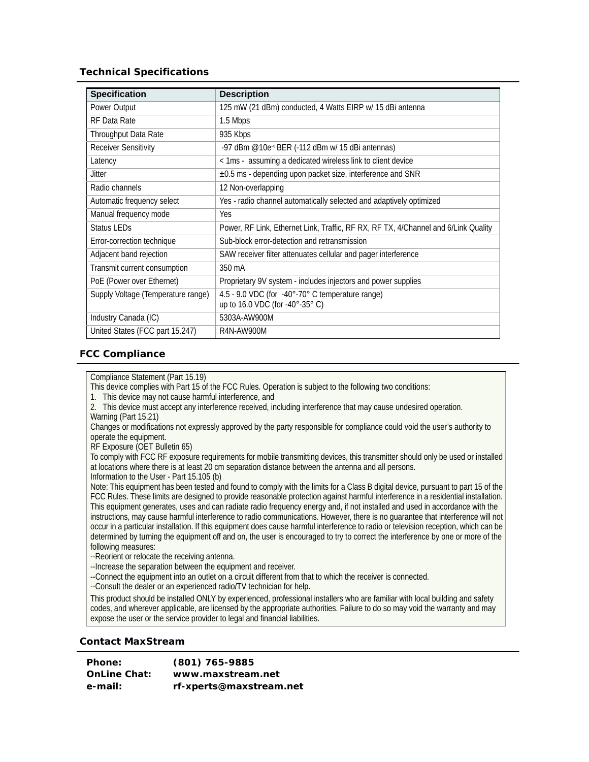## Technical Specifications

| Specification | Description |
|---|---|
| Power Output | 125 mW (21 dBm) conducted, 4 Watts EIRP w/ 15 dBi antenna |
| RF Data Rate | 1.5 Mbps |
| Throughput Data Rate | 935 Kbps |
| Receiver Sensitivity | -97 dBm @10e-4 BER (-112 dBm w/ 15 dBi antennas) |
| Latency | < 1ms - assuming a dedicated wireless link to client device |
| Jitter | ±0.5 ms - depending upon packet size, interference and SNR |
| Radio channels | 12 Non-overlapping |
| Automatic frequency select | Yes - radio channel automatically selected and adaptively optimized |
| Manual frequency mode | Yes |
| Status LEDs | Power, RF Link, Ethernet Link, Traffic, RF RX, RF TX, 4/Channel and 6/Link Quality |
| Error-correction technique | Sub-block error-detection and retransmission |
| Adjacent band rejection | SAW receiver filter attenuates cellular and pager interference |
| Transmit current consumption | 350 mA |
| PoE (Power over Ethernet) | Proprietary 9V system - includes injectors and power supplies |
| Supply Voltage (Temperature range) | 4.5 - 9.0 VDC (for -40°-70° C temperature range)<br>up to 16.0 VDC (for -40°-35° C) |
| Industry Canada (IC) | 5303A-AW900M |
| United States (FCC part 15.247) | R4N-AW900M |

## FCC Compliance

Compliance Statement (Part 15.19)

This device complies with Part 15 of the FCC Rules. Operation is subject to the following two conditions:

1. This device may not cause harmful interference, and
2. This device must accept any interference received, including interference that may cause undesired operation.

Warning (Part 15.21)

Changes or modifications not expressly approved by the party responsible for compliance could void the user's authority to operate the equipment.

RF Exposure (OET Bulletin 65)

To comply with FCC RF exposure requirements for mobile transmitting devices, this transmitter should only be used or installed at locations where there is at least 20 cm separation distance between the antenna and all persons.

Information to the User - Part 15.105 (b)

Note: This equipment has been tested and found to comply with the limits for a Class B digital device, pursuant to part 15 of the FCC Rules. These limits are designed to provide reasonable protection against harmful interference in a residential installation. This equipment generates, uses and can radiate radio frequency energy and, if not installed and used in accordance with the instructions, may cause harmful interference to radio communications. However, there is no guarantee that interference will not occur in a particular installation. If this equipment does cause harmful interference to radio or television reception, which can be determined by turning the equipment off and on, the user is encouraged to try to correct the interference by one or more of the following measures:

--Reorient or relocate the receiving antenna.

--Increase the separation between the equipment and receiver.

--Connect the equipment into an outlet on a circuit different from that to which the receiver is connected.

--Consult the dealer or an experienced radio/TV technician for help.

This product should be installed ONLY by experienced, professional installers who are familiar with local building and safety codes, and wherever applicable, are licensed by the appropriate authorities. Failure to do so may void the warranty and may expose the user or the service provider to legal and financial liabilities.

## Contact MaxStream

**Phone:** **(801) 765-9885**
**OnLine Chat:** **www.maxstream.net**
**e-mail:** **rf-xperts@maxstream.net**